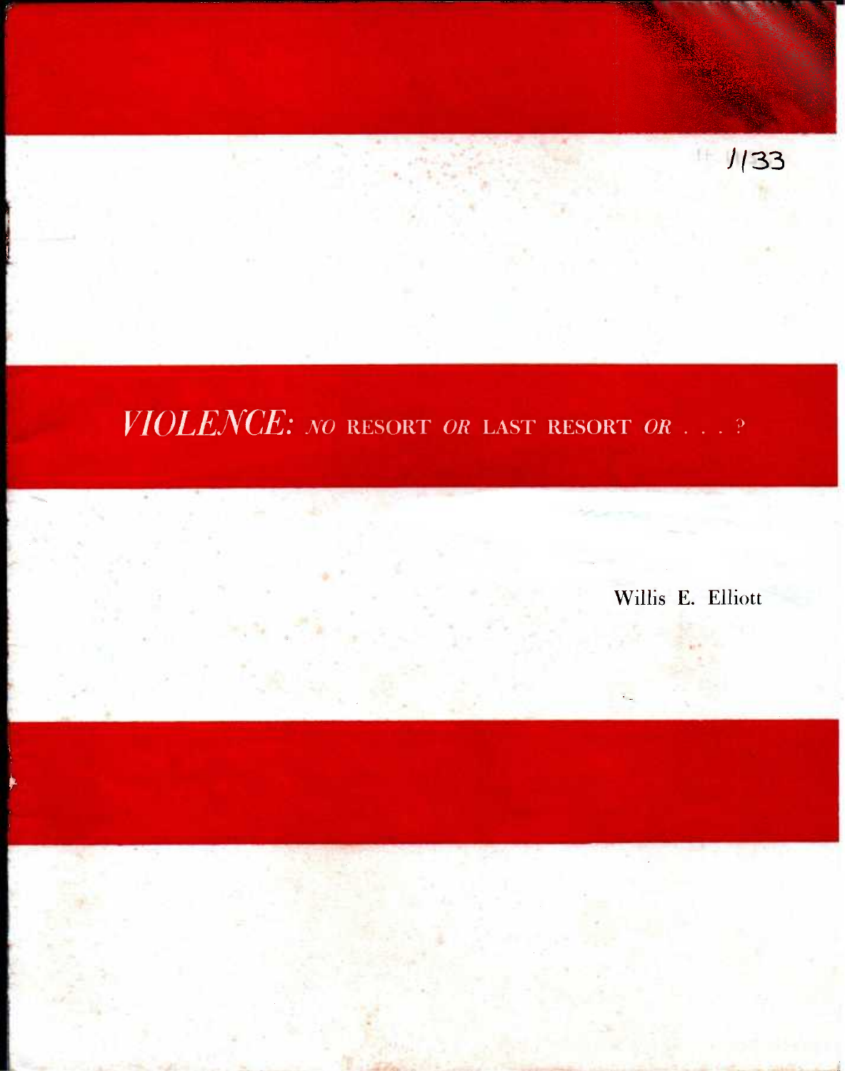1133

# *VIOLENCE:* *NO* RESORT *OR* LAST RESORT *OR* . . . ?

Willis E. Elliott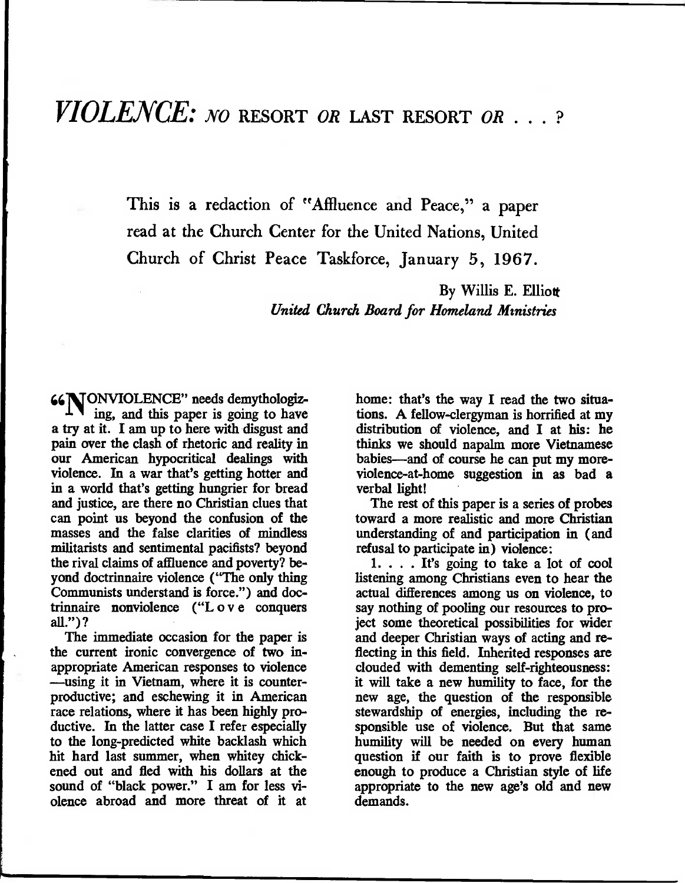# *VIOLENCE: NO* RESORT *OR* LAST RESORT *OR . . .* ?

This is a redaction of "Affluence and Peace," a paper read at the Church Center for the United Nations, United Church of Christ Peace Taskforce, January 5, 1967.

By Willis E. Elliott
*United Church Board for Homeland Ministries*

"NONVIOLENCE" needs demythologizing, and this paper is going to have a try at it. I am up to here with disgust and pain over the clash of rhetoric and reality in our American hypocritical dealings with violence. In a war that's getting hotter and in a world that's getting hungrier for bread and justice, are there no Christian clues that can point us beyond the confusion of the masses and the false clarities of mindless militarists and sentimental pacifists? beyond the rival claims of affluence and poverty? beyond doctrinnaire violence ("The only thing Communists understand is force.") and doctrinnaire nonviolence ("L o v e conquers all.")?

The immediate occasion for the paper is the current ironic convergence of two inappropriate American responses to violence—using it in Vietnam, where it is counterproductive; and eschewing it in American race relations, where it has been highly productive. In the latter case I refer especially to the long-predicted white backlash which hit hard last summer, when whitey chickened out and fled with his dollars at the sound of "black power." I am for less violence abroad and more threat of it at home: that's the way I read the two situations. A fellow-clergyman is horrified at my distribution of violence, and I at his: he thinks we should napalm more Vietnamese babies—and of course he can put my more-violence-at-home suggestion in as bad a verbal light!

The rest of this paper is a series of probes toward a more realistic and more Christian understanding of and participation in (and refusal to participate in) violence:

1. . . . It's going to take a lot of cool listening among Christians even to hear the actual differences among us on violence, to say nothing of pooling our resources to project some theoretical possibilities for wider and deeper Christian ways of acting and reflecting in this field. Inherited responses are clouded with dementing self-righteousness: it will take a new humility to face, for the new age, the question of the responsible stewardship of energies, including the responsible use of violence. But that same humility will be needed on every human question if our faith is to prove flexible enough to produce a Christian style of life appropriate to the new age's old and new demands.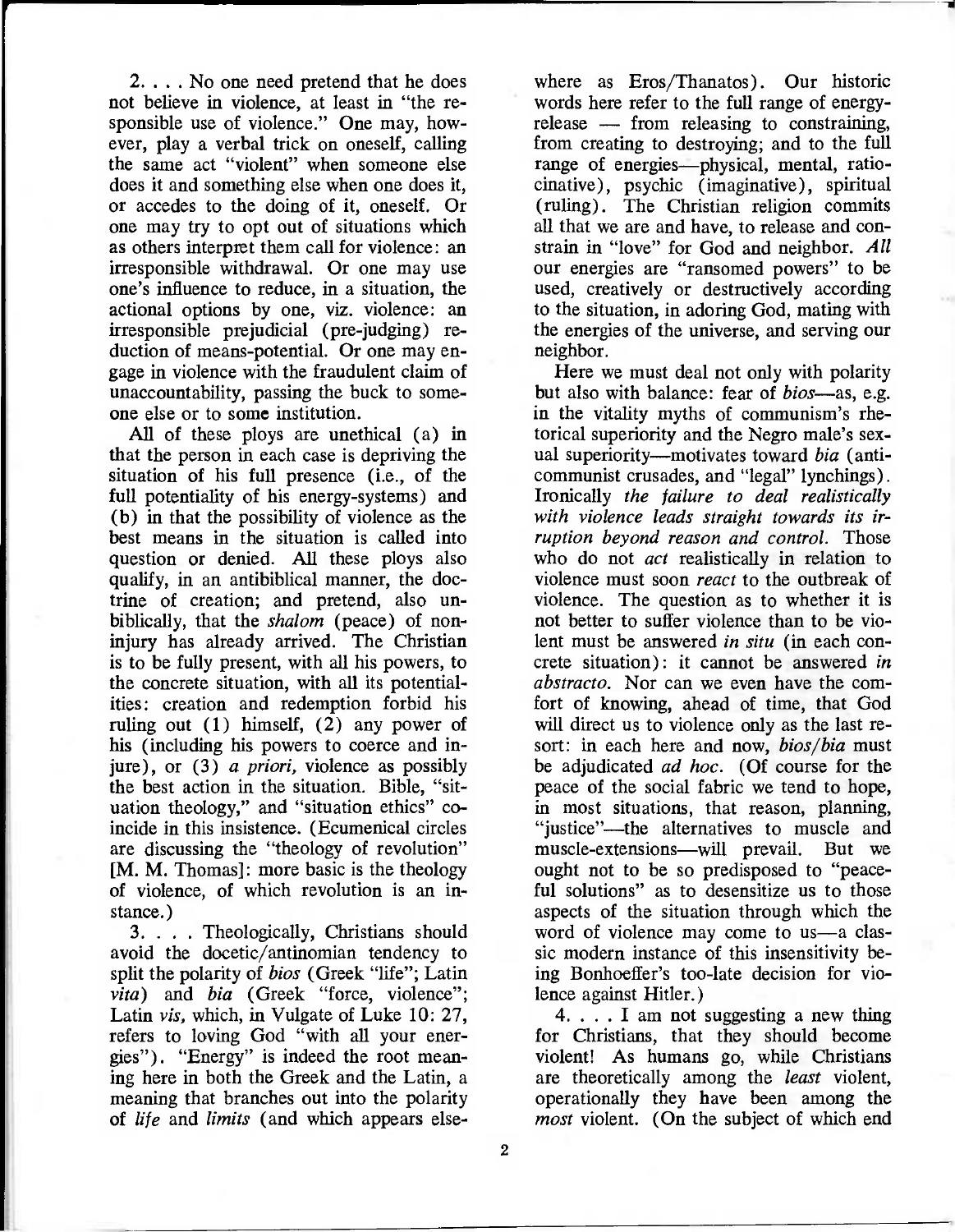2. . . . No one need pretend that he does not believe in violence, at least in "the responsible use of violence." One may, however, play a verbal trick on oneself, calling the same act "violent" when someone else does it and something else when one does it, or accedes to the doing of it, oneself. Or one may try to opt out of situations which as others interpret them call for violence: an irresponsible withdrawal. Or one may use one's influence to reduce, in a situation, the actional options by one, viz. violence: an irresponsible prejudicial (pre-judging) reduction of means-potential. Or one may engage in violence with the fraudulent claim of unaccountability, passing the buck to someone else or to some institution.

All of these ploys are unethical (a) in that the person in each case is depriving the situation of his full presence (i.e., of the full potentiality of his energy-systems) and (b) in that the possibility of violence as the best means in the situation is called into question or denied. All these ploys also qualify, in an antibiblical manner, the doctrine of creation; and pretend, also unbiblically, that the *shalom* (peace) of noninjury has already arrived. The Christian is to be fully present, with all his powers, to the concrete situation, with all its potentialities: creation and redemption forbid his ruling out (1) himself, (2) any power of his (including his powers to coerce and injure), or (3) *a priori,* violence as possibly the best action in the situation. Bible, "situation theology," and "situation ethics" coincide in this insistence. (Ecumenical circles are discussing the "theology of revolution" [M. M. Thomas]: more basic is the theology of violence, of which revolution is an instance.)

3. . . . Theologically, Christians should avoid the docetic/antinomian tendency to split the polarity of *bios* (Greek "life"; Latin *vita*) and *bia* (Greek "force, violence"; Latin *vis,* which, in Vulgate of Luke 10: 27, refers to loving God "with all your energies"). "Energy" is indeed the root meaning here in both the Greek and the Latin, a meaning that branches out into the polarity of *life* and *limits* (and which appears elsewhere as Eros/Thanatos). Our historic words here refer to the full range of energy-release — from releasing to constraining, from creating to destroying; and to the full range of energies—physical, mental, ratiocinative), psychic (imaginative), spiritual (ruling). The Christian religion commits all that we are and have, to release and constrain in "love" for God and neighbor. *All* our energies are "ransomed powers" to be used, creatively or destructively according to the situation, in adoring God, mating with the energies of the universe, and serving our neighbor.

Here we must deal not only with polarity but also with balance: fear of *bios*—as, e.g. in the vitality myths of communism's rhetorical superiority and the Negro male's sexual superiority—motivates toward *bia* (anticommunist crusades, and "legal" lynchings). Ironically *the failure to deal realistically with violence leads straight towards its irruption beyond reason and control.* Those who do not *act* realistically in relation to violence must soon *react* to the outbreak of violence. The question as to whether it is not better to suffer violence than to be violent must be answered *in situ* (in each concrete situation): it cannot be answered *in abstracto.* Nor can we even have the comfort of knowing, ahead of time, that God will direct us to violence only as the last resort: in each here and now, *bios/bia* must be adjudicated *ad hoc.* (Of course for the peace of the social fabric we tend to hope, in most situations, that reason, planning, "justice"—the alternatives to muscle and muscle-extensions—will prevail. But we ought not to be so predisposed to "peaceful solutions" as to desensitize us to those aspects of the situation through which the word of violence may come to us—a classic modern instance of this insensitivity being Bonhoeffer's too-late decision for violence against Hitler.)

4. . . . I am not suggesting a new thing for Christians, that they should become violent! As humans go, while Christians are theoretically among the *least* violent, operationally they have been among the *most* violent. (On the subject of which end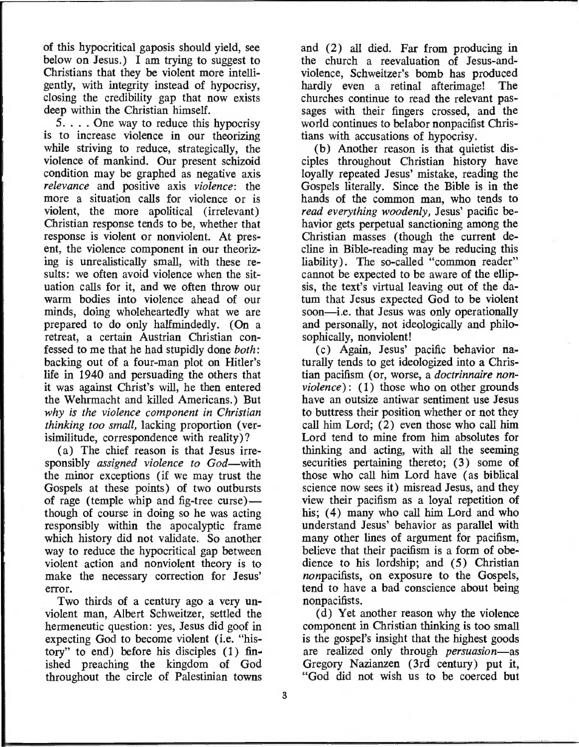of this hypocritical gaposis should yield, see below on Jesus.) I am trying to suggest to Christians that they be violent more intelligently, with integrity instead of hypocrisy, closing the credibility gap that now exists deep within the Christian himself.

5. . . . One way to reduce this hypocrisy is to increase violence in our theorizing while striving to reduce, strategically, the violence of mankind. Our present schizoid condition may be graphed as negative axis *relevance* and positive axis *violence*: the more a situation calls for violence or is violent, the more apolitical (irrelevant) Christian response tends to be, whether that response is violent or nonviolent. At present, the violence component in our theorizing is unrealistically small, with these results: we often avoid violence when the situation calls for it, and we often throw our warm bodies into violence ahead of our minds, doing wholeheartedly what we are prepared to do only halfmindedly. (On a retreat, a certain Austrian Christian confessed to me that he had stupidly done *both*: backing out of a four-man plot on Hitler's life in 1940 and persuading the others that it was against Christ's will, he then entered the Wehrmacht and killed Americans.) But *why is the violence component in Christian thinking too small,* lacking proportion (verisimilitude, correspondence with reality)?

(a) The chief reason is that Jesus irresponsibly *assigned violence to God*—with the minor exceptions (if we may trust the Gospels at these points) of two outbursts of rage (temple whip and fig-tree curse)—though of course in doing so he was acting responsibly within the apocalyptic frame which history did not validate. So another way to reduce the hypocritical gap between violent action and nonviolent theory is to make the necessary correction for Jesus' error.

Two thirds of a century ago a very unviolent man, Albert Schweitzer, settled the hermeneutic question: yes, Jesus did goof in expecting God to become violent (i.e. "history" to end) before his disciples (1) finished preaching the kingdom of God throughout the circle of Palestinian towns and (2) all died. Far from producing in the church a reevaluation of Jesus-and-violence, Schweitzer's bomb has produced hardly even a retinal afterimage! The churches continue to read the relevant passages with their fingers crossed, and the world continues to belabor nonpacifist Christians with accusations of hypocrisy.

(b) Another reason is that quietist disciples throughout Christian history have loyally repeated Jesus' mistake, reading the Gospels literally. Since the Bible is in the hands of the common man, who tends to *read everything woodenly,* Jesus' pacific behavior gets perpetual sanctioning among the Christian masses (though the current decline in Bible-reading may be reducing this liability). The so-called "common reader" cannot be expected to be aware of the ellipsis, the text's virtual leaving out of the datum that Jesus expected God to be violent soon—i.e. that Jesus was only operationally and personally, not ideologically and philosophically, nonviolent!

(c) Again, Jesus' pacific behavior naturally tends to get ideologized into a Christian pacifism (or, worse, a *doctrinnaire nonviolence*): (1) those who on other grounds have an outsize antiwar sentiment use Jesus to buttress their position whether or not they call him Lord; (2) even those who call him Lord tend to mine from him absolutes for thinking and acting, with all the seeming securities pertaining thereto; (3) some of those who call him Lord have (as biblical science now sees it) misread Jesus, and they view their pacifism as a loyal repetition of his; (4) many who call him Lord and who understand Jesus' behavior as parallel with many other lines of argument for pacifism, believe that their pacifism is a form of obedience to his lordship; and (5) Christian *non*pacifists, on exposure to the Gospels, tend to have a bad conscience about being nonpacifists.

(d) Yet another reason why the violence component in Christian thinking is too small is the gospel's insight that the highest goods are realized only through *persuasion*—as Gregory Nazianzen (3rd century) put it, "God did not wish us to be coerced but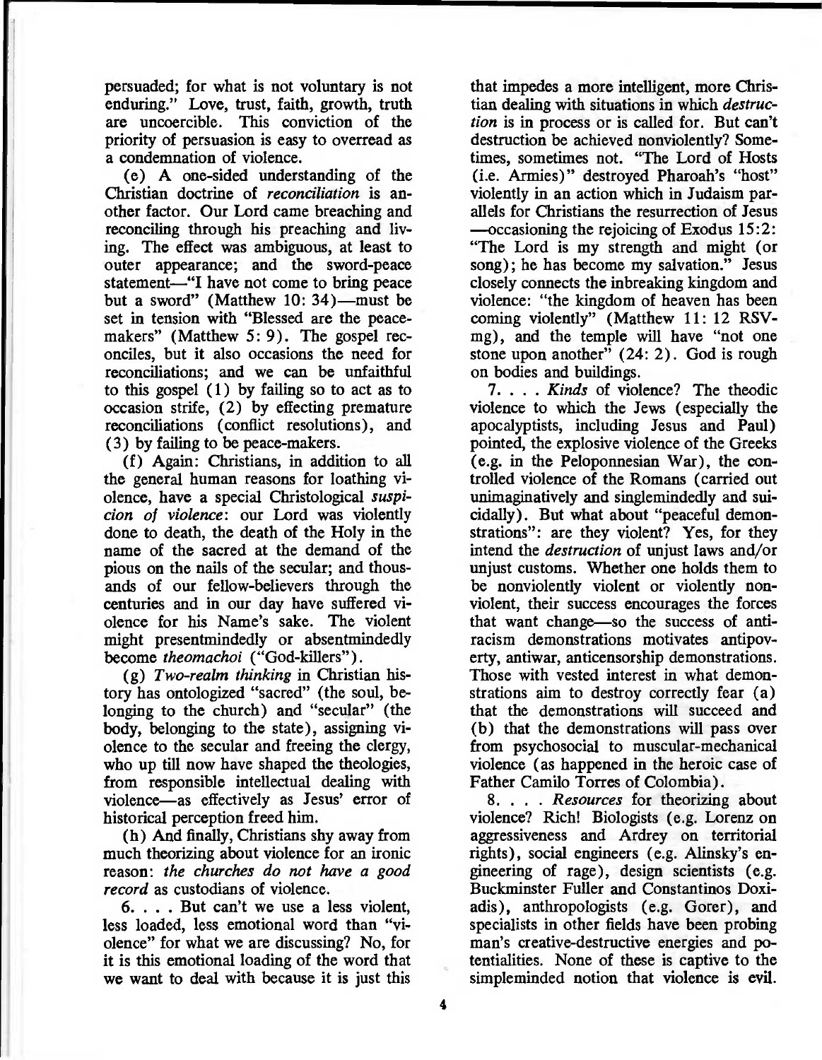persuaded; for what is not voluntary is not enduring." Love, trust, faith, growth, truth are uncoercible. This conviction of the priority of persuasion is easy to overread as a condemnation of violence.

(e) A one-sided understanding of the Christian doctrine of *reconciliation* is another factor. Our Lord came breaching and reconciling through his preaching and living. The effect was ambiguous, at least to outer appearance; and the sword-peace statement—"I have not come to bring peace but a sword" (Matthew 10: 34)—must be set in tension with "Blessed are the peacemakers" (Matthew 5: 9). The gospel reconciles, but it also occasions the need for reconciliations; and we can be unfaithful to this gospel (1) by failing so to act as to occasion strife, (2) by effecting premature reconciliations (conflict resolutions), and (3) by failing to be peace-makers.

(f) Again: Christians, in addition to all the general human reasons for loathing violence, have a special Christological *suspicion of violence*: our Lord was violently done to death, the death of the Holy in the name of the sacred at the demand of the pious on the nails of the secular; and thousands of our fellow-believers through the centuries and in our day have suffered violence for his Name's sake. The violent might presentmindedly or absentmindedly become *theomachoi* ("God-killers").

(g) *Two-realm thinking* in Christian history has ontologized "sacred" (the soul, belonging to the church) and "secular" (the body, belonging to the state), assigning violence to the secular and freeing the clergy, who up till now have shaped the theologies, from responsible intellectual dealing with violence—as effectively as Jesus' error of historical perception freed him.

(h) And finally, Christians shy away from much theorizing about violence for an ironic reason: *the churches do not have a good record* as custodians of violence.

6. . . . But can't we use a less violent, less loaded, less emotional word than "violence" for what we are discussing? No, for it is this emotional loading of the word that we want to deal with because it is just this that impedes a more intelligent, more Christian dealing with situations in which *destruction* is in process or is called for. But can't destruction be achieved nonviolently? Sometimes, sometimes not. "The Lord of Hosts (i.e. Armies)" destroyed Pharoah's "host" violently in an action which in Judaism parallels for Christians the resurrection of Jesus —occasioning the rejoicing of Exodus 15:2: "The Lord is my strength and might (or song); he has become my salvation." Jesus closely connects the inbreaking kingdom and violence: "the kingdom of heaven has been coming violently" (Matthew 11: 12 RSV-mg), and the temple will have "not one stone upon another" (24: 2). God is rough on bodies and buildings.

7. . . . *Kinds* of violence? The theodic violence to which the Jews (especially the apocalyptists, including Jesus and Paul) pointed, the explosive violence of the Greeks (e.g. in the Peloponnesian War), the controlled violence of the Romans (carried out unimaginatively and singlemindedly and suicidally). But what about "peaceful demonstrations": are they violent? Yes, for they intend the *destruction* of unjust laws and/or unjust customs. Whether one holds them to be nonviolently violent or violently nonviolent, their success encourages the forces that want change—so the success of anti-racism demonstrations motivates antipoverty, antiwar, anticensorship demonstrations. Those with vested interest in what demonstrations aim to destroy correctly fear (a) that the demonstrations will succeed and (b) that the demonstrations will pass over from psychosocial to muscular-mechanical violence (as happened in the heroic case of Father Camilo Torres of Colombia).

8. . . . *Resources* for theorizing about violence? Rich! Biologists (e.g. Lorenz on aggressiveness and Ardrey on territorial rights), social engineers (e.g. Alinsky's engineering of rage), design scientists (e.g. Buckminster Fuller and Constantinos Doxiadis), anthropologists (e.g. Gorer), and specialists in other fields have been probing man's creative-destructive energies and potentialities. None of these is captive to the simpleminded notion that violence is evil.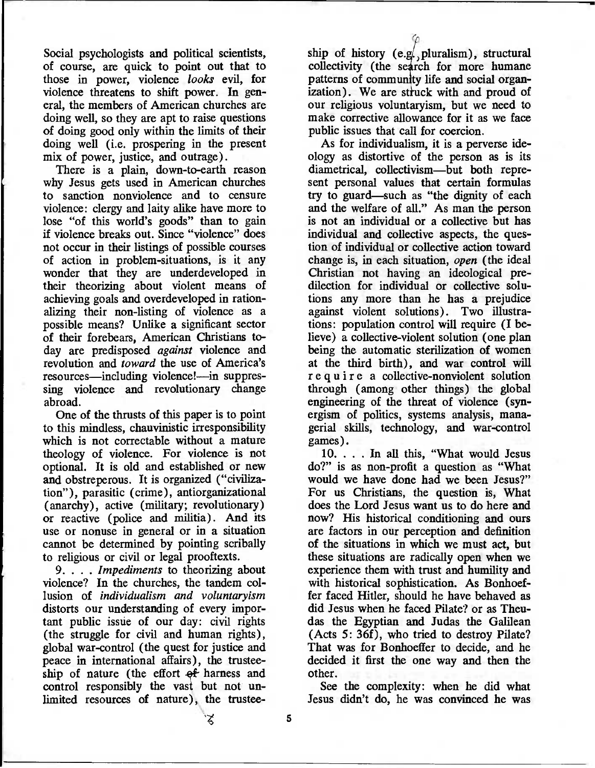Social psychologists and political scientists, of course, are quick to point out that to those in power, violence *looks* evil, for violence threatens to shift power. In general, the members of American churches are doing well, so they are apt to raise questions of doing good only within the limits of their doing well (i.e. prospering in the present mix of power, justice, and outrage).

There is a plain, down-to-earth reason why Jesus gets used in American churches to sanction nonviolence and to censure violence: clergy and laity alike have more to lose "of this world's goods" than to gain if violence breaks out. Since "violence" does not occur in their listings of possible courses of action in problem-situations, is it any wonder that they are underdeveloped in their theorizing about violent means of achieving goals and overdeveloped in rationalizing their non-listing of violence as a possible means? Unlike a significant sector of their forebears, American Christians today are predisposed *against* violence and revolution and *toward* the use of America's resources—including violence!—in suppressing violence and revolutionary change abroad.

One of the thrusts of this paper is to point to this mindless, chauvinistic irresponsibility which is not correctable without a mature theology of violence. For violence is not optional. It is old and established or new and obstreperous. It is organized ("civilization"), parasitic (crime), antiorganizational (anarchy), active (military; revolutionary) or reactive (police and militia). And its use or nonuse in general or in a situation cannot be determined by pointing scribally to religious or civil or legal prooftexts.

9. . . . *Impediments* to theorizing about violence? In the churches, the tandem collusion of *individualism and voluntaryism* distorts our understanding of every important public issue of our day: civil rights (the struggle for civil and human rights), global war-control (the quest for justice and peace in international affairs), the trusteeship of nature (the effort to harness and control responsibly the vast but not unlimited resources of nature), the trusteeship of history (e.g., pluralism), structural collectivity (the search for more humane patterns of community life and social organization). We are struck with and proud of our religious voluntaryism, but we need to make corrective allowance for it as we face public issues that call for coercion.

As for individualism, it is a perverse ideology as distortive of the person as is its diametrical, collectivism—but both represent personal values that certain formulas try to guard—such as "the dignity of each and the welfare of all." As man the person is not an individual or a collective but has individual and collective aspects, the question of individual or collective action toward change is, in each situation, *open* (the ideal Christian not having an ideological predilection for individual or collective solutions any more than he has a prejudice against violent solutions). Two illustrations: population control will require (I believe) a collective-violent solution (one plan being the automatic sterilization of women at the third birth), and war control will require a collective-nonviolent solution through (among other things) the global engineering of the threat of violence (synergism of politics, systems analysis, managerial skills, technology, and war-control games).

10. . . . In all this, "What would Jesus do?" is as non-profit a question as "What would we have done had we been Jesus?" For us Christians, the question is, What does the Lord Jesus want us to do here and now? His historical conditioning and ours are factors in our perception and definition of the situations in which we must act, but these situations are radically open when we experience them with trust and humility and with historical sophistication. As Bonhoeffer faced Hitler, should he have behaved as did Jesus when he faced Pilate? or as Theudas the Egyptian and Judas the Galilean (Acts 5: 36f), who tried to destroy Pilate? That was for Bonhoeffer to decide, and he decided it first the one way and then the other.

See the complexity: when he did what Jesus didn't do, he was convinced he was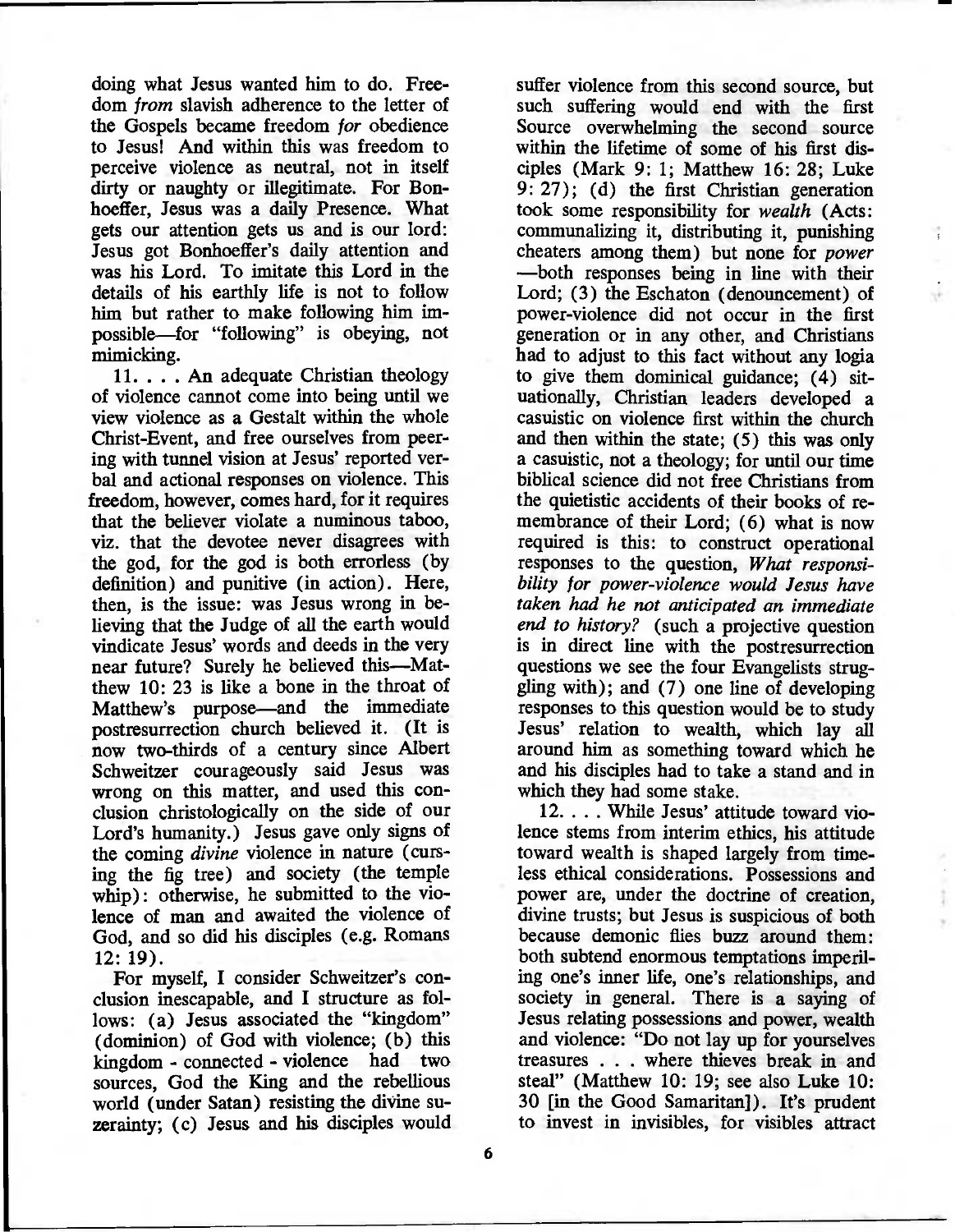doing what Jesus wanted him to do. Freedom *from* slavish adherence to the letter of the Gospels became freedom *for* obedience to Jesus! And within this was freedom to perceive violence as neutral, not in itself dirty or naughty or illegitimate. For Bonhoeffer, Jesus was a daily Presence. What gets our attention gets us and is our lord: Jesus got Bonhoeffer's daily attention and was his Lord. To imitate this Lord in the details of his earthly life is not to follow him but rather to make following him impossible—for "following" is obeying, not mimicking.

11. . . . An adequate Christian theology of violence cannot come into being until we view violence as a Gestalt within the whole Christ-Event, and free ourselves from peering with tunnel vision at Jesus' reported verbal and actional responses on violence. This freedom, however, comes hard, for it requires that the believer violate a numinous taboo, viz. that the devotee never disagrees with the god, for the god is both errorless (by definition) and punitive (in action). Here, then, is the issue: was Jesus wrong in believing that the Judge of all the earth would vindicate Jesus' words and deeds in the very near future? Surely he believed this—Matthew 10: 23 is like a bone in the throat of Matthew's purpose—and the immediate postresurrection church believed it. (It is now two-thirds of a century since Albert Schweitzer courageously said Jesus was wrong on this matter, and used this conclusion christologically on the side of our Lord's humanity.) Jesus gave only signs of the coming *divine* violence in nature (cursing the fig tree) and society (the temple whip): otherwise, he submitted to the violence of man and awaited the violence of God, and so did his disciples (e.g. Romans 12: 19).

For myself, I consider Schweitzer's conclusion inescapable, and I structure as follows: (a) Jesus associated the "kingdom" (dominion) of God with violence; (b) this kingdom - connected - violence had two sources, God the King and the rebellious world (under Satan) resisting the divine suzerainty; (c) Jesus and his disciples would suffer violence from this second source, but such suffering would end with the first Source overwhelming the second source within the lifetime of some of his first disciples (Mark 9: 1; Matthew 16: 28; Luke 9: 27); (d) the first Christian generation took some responsibility for *wealth* (Acts: communalizing it, distributing it, punishing cheaters among them) but none for *power* —both responses being in line with their Lord; (3) the Eschaton (denouncement) of power-violence did not occur in the first generation or in any other, and Christians had to adjust to this fact without any logia to give them dominical guidance; (4) situationally, Christian leaders developed a casuistic on violence first within the church and then within the state; (5) this was only a casuistic, not a theology; for until our time biblical science did not free Christians from the quietistic accidents of their books of remembrance of their Lord; (6) what is now required is this: to construct operational responses to the question, *What responsibility for power-violence would Jesus have taken had he not anticipated an immediate end to history?* (such a projective question is in direct line with the postresurrection questions we see the four Evangelists struggling with); and (7) one line of developing responses to this question would be to study Jesus' relation to wealth, which lay all around him as something toward which he and his disciples had to take a stand and in which they had some stake.

12. . . . While Jesus' attitude toward violence stems from interim ethics, his attitude toward wealth is shaped largely from timeless ethical considerations. Possessions and power are, under the doctrine of creation, divine trusts; but Jesus is suspicious of both because demonic flies buzz around them: both subtend enormous temptations imperiling one's inner life, one's relationships, and society in general. There is a saying of Jesus relating possessions and power, wealth and violence: "Do not lay up for yourselves treasures . . . where thieves break in and steal" (Matthew 10: 19; see also Luke 10: 30 [in the Good Samaritan]). It's prudent to invest in invisibles, for visibles attract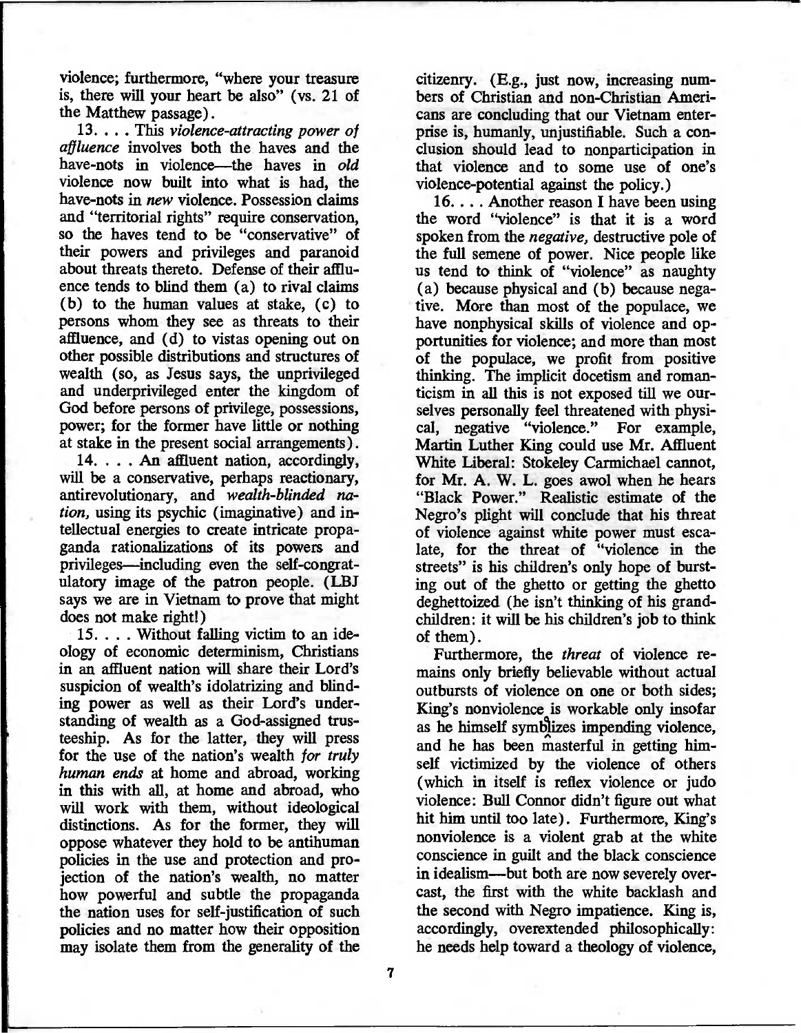violence; furthermore, "where your treasure is, there will your heart be also" (vs. 21 of the Matthew passage).

13. . . . This *violence-attracting power of affluence* involves both the haves and the have-nots in violence—the haves in *old* violence now built into what is had, the have-nots in *new* violence. Possession claims and "territorial rights" require conservation, so the haves tend to be "conservative" of their powers and privileges and paranoid about threats thereto. Defense of their affluence tends to blind them (a) to rival claims (b) to the human values at stake, (c) to persons whom they see as threats to their affluence, and (d) to vistas opening out on other possible distributions and structures of wealth (so, as Jesus says, the unprivileged and underprivileged enter the kingdom of God before persons of privilege, possessions, power; for the former have little or nothing at stake in the present social arrangements).

14. . . . An affluent nation, accordingly, will be a conservative, perhaps reactionary, antirevolutionary, and *wealth-blinded nation,* using its psychic (imaginative) and intellectual energies to create intricate propaganda rationalizations of its powers and privileges—including even the self-congratulatory image of the patron people. (LBJ says we are in Vietnam to prove that might does not make right!)

15. . . . Without falling victim to an ideology of economic determinism, Christians in an affluent nation will share their Lord's suspicion of wealth's idolatrizing and blinding power as well as their Lord's understanding of wealth as a God-assigned trusteeship. As for the latter, they will press for the use of the nation's wealth *for truly human ends* at home and abroad, working in this with all, at home and abroad, who will work with them, without ideological distinctions. As for the former, they will oppose whatever they hold to be antihuman policies in the use and protection and projection of the nation's wealth, no matter how powerful and subtle the propaganda the nation uses for self-justification of such policies and no matter how their opposition may isolate them from the generality of the citizenry. (E.g., just now, increasing numbers of Christian and non-Christian Americans are concluding that our Vietnam enterprise is, humanly, unjustifiable. Such a conclusion should lead to nonparticipation in that violence and to some use of one's violence-potential against the policy.)

16. . . . Another reason I have been using the word "violence" is that it is a word spoken from the *negative,* destructive pole of the full semene of power. Nice people like us tend to think of "violence" as naughty (a) because physical and (b) because negative. More than most of the populace, we have nonphysical skills of violence and opportunities for violence; and more than most of the populace, we profit from positive thinking. The implicit docetism and romanticism in all this is not exposed till we ourselves personally feel threatened with physical, negative "violence." For example, Martin Luther King could use Mr. Affluent White Liberal: Stokeley Carmichael cannot, for Mr. A. W. L. goes awol when he hears "Black Power." Realistic estimate of the Negro's plight will conclude that his threat of violence against white power must escalate, for the threat of "violence in the streets" is his children's only hope of bursting out of the ghetto or getting the ghetto deghettoized (he isn't thinking of his grandchildren: it will be his children's job to think of them).

Furthermore, the *threat* of violence remains only briefly believable without actual outbursts of violence on one or both sides; King's nonviolence is workable only insofar as he himself symbolizes impending violence, and he has been masterful in getting himself victimized by the violence of others (which in itself is reflex violence or judo violence: Bull Connor didn't figure out what hit him until too late). Furthermore, King's nonviolence is a violent grab at the white conscience in guilt and the black conscience in idealism—but both are now severely overcast, the first with the white backlash and the second with Negro impatience. King is, accordingly, overextended philosophically: he needs help toward a theology of violence,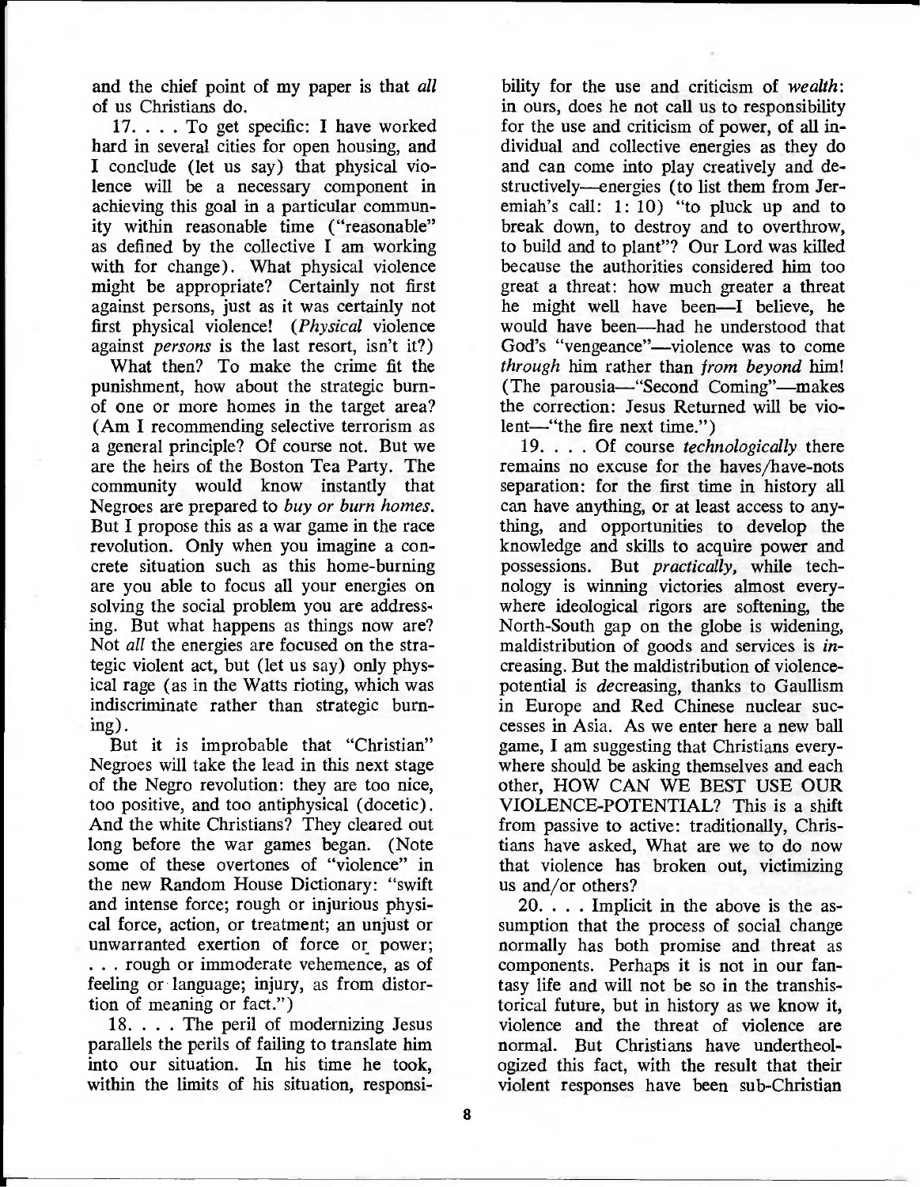and the chief point of my paper is that *all* of us Christians do.

17. . . . To get specific: I have worked hard in several cities for open housing, and I conclude (let us say) that physical violence will be a necessary component in achieving this goal in a particular community within reasonable time ("reasonable" as defined by the collective I am working with for change). What physical violence might be appropriate? Certainly not first against persons, just as it was certainly not first physical violence! (*Physical* violence against *persons* is the last resort, isn't it?)

What then? To make the crime fit the punishment, how about the strategic burn-of one or more homes in the target area? (Am I recommending selective terrorism as a general principle? Of course not. But we are the heirs of the Boston Tea Party. The community would know instantly that Negroes are prepared to *buy or burn homes*. But I propose this as a war game in the race revolution. Only when you imagine a concrete situation such as this home-burning are you able to focus all your energies on solving the social problem you are addressing. But what happens as things now are? Not *all* the energies are focused on the strategic violent act, but (let us say) only physical rage (as in the Watts rioting, which was indiscriminate rather than strategic burning).

But it is improbable that "Christian" Negroes will take the lead in this next stage of the Negro revolution: they are too nice, too positive, and too antiphysical (docetic). And the white Christians? They cleared out long before the war games began. (Note some of these overtones of "violence" in the new Random House Dictionary: "swift and intense force; rough or injurious physical force, action, or treatment; an unjust or unwarranted exertion of force or power; . . . rough or immoderate vehemence, as of feeling or language; injury, as from distortion of meaning or fact.")

18. . . . The peril of modernizing Jesus parallels the perils of failing to translate him into our situation. In his time he took, within the limits of his situation, responsibility for the use and criticism of *wealth*: in ours, does he not call us to responsibility for the use and criticism of power, of all individual and collective energies as they do and can come into play creatively and destructively—energies (to list them from Jeremiah's call: 1: 10) "to pluck up and to break down, to destroy and to overthrow, to build and to plant"? Our Lord was killed because the authorities considered him too great a threat: how much greater a threat he might well have been—I believe, he would have been—had he understood that God's "vengeance"—violence was to come *through* him rather than *from beyond* him! (The parousia—"Second Coming"—makes the correction: Jesus Returned will be violent—"the fire next time.")

19. . . . Of course *technologically* there remains no excuse for the haves/have-nots separation: for the first time in history all can have anything, or at least access to anything, and opportunities to develop the knowledge and skills to acquire power and possessions. But *practically*, while technology is winning victories almost everywhere ideological rigors are softening, the North-South gap on the globe is widening, maldistribution of goods and services is *in*creasing. But the maldistribution of violence-potential is *de*creasing, thanks to Gaullism in Europe and Red Chinese nuclear successes in Asia. As we enter here a new ball game, I am suggesting that Christians everywhere should be asking themselves and each other, HOW CAN WE BEST USE OUR VIOLENCE-POTENTIAL? This is a shift from passive to active: traditionally, Christians have asked, What are we to do now that violence has broken out, victimizing us and/or others?

20. . . . Implicit in the above is the assumption that the process of social change normally has both promise and threat as components. Perhaps it is not in our fantasy life and will not be so in the transhistorical future, but in history as we know it, violence and the threat of violence are normal. But Christians have undertheologized this fact, with the result that their violent responses have been sub-Christian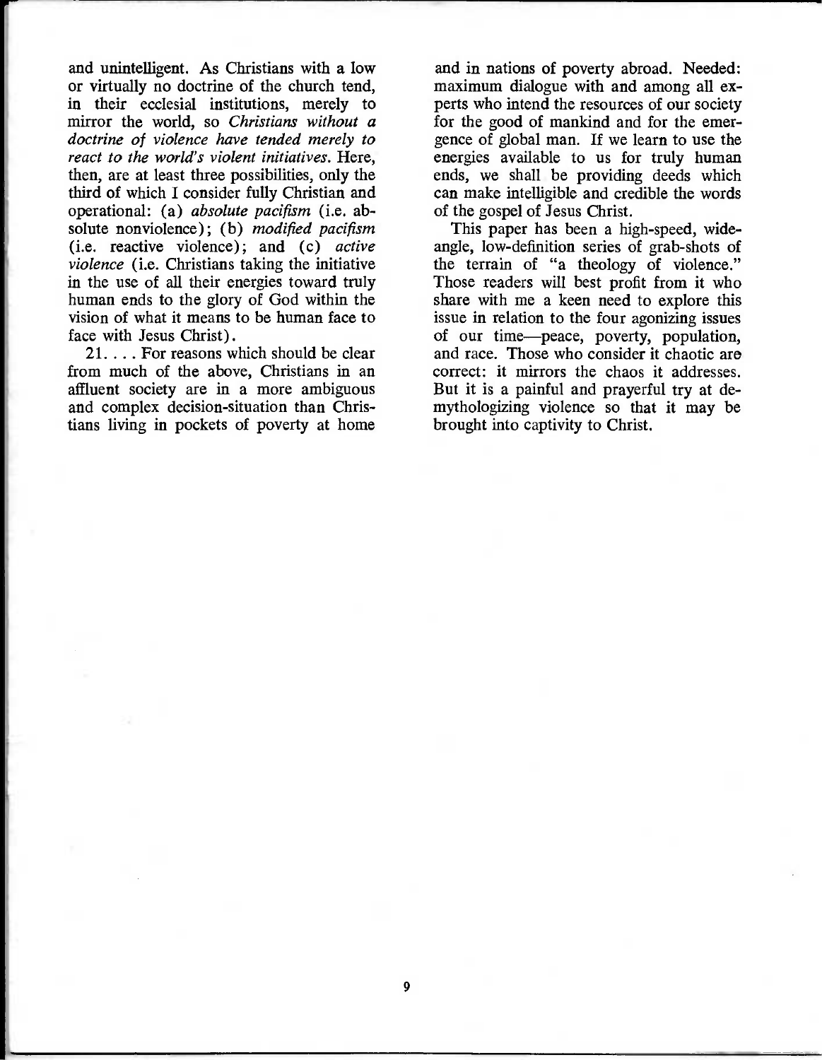and unintelligent. As Christians with a low or virtually no doctrine of the church tend, in their ecclesial institutions, merely to mirror the world, so *Christians without a doctrine of violence have tended merely to react to the world's violent initiatives.* Here, then, are at least three possibilities, only the third of which I consider fully Christian and operational: (a) *absolute pacifism* (i.e. absolute nonviolence); (b) *modified pacifism* (i.e. reactive violence); and (c) *active violence* (i.e. Christians taking the initiative in the use of all their energies toward truly human ends to the glory of God within the vision of what it means to be human face to face with Jesus Christ).

21. . . . For reasons which should be clear from much of the above, Christians in an affluent society are in a more ambiguous and complex decision-situation than Christians living in pockets of poverty at home and in nations of poverty abroad. Needed: maximum dialogue with and among all experts who intend the resources of our society for the good of mankind and for the emergence of global man. If we learn to use the energies available to us for truly human ends, we shall be providing deeds which can make intelligible and credible the words of the gospel of Jesus Christ.

This paper has been a high-speed, wide-angle, low-definition series of grab-shots of the terrain of "a theology of violence." Those readers will best profit from it who share with me a keen need to explore this issue in relation to the four agonizing issues of our time—peace, poverty, population, and race. Those who consider it chaotic are correct: it mirrors the chaos it addresses. But it is a painful and prayerful try at demythologizing violence so that it may be brought into captivity to Christ.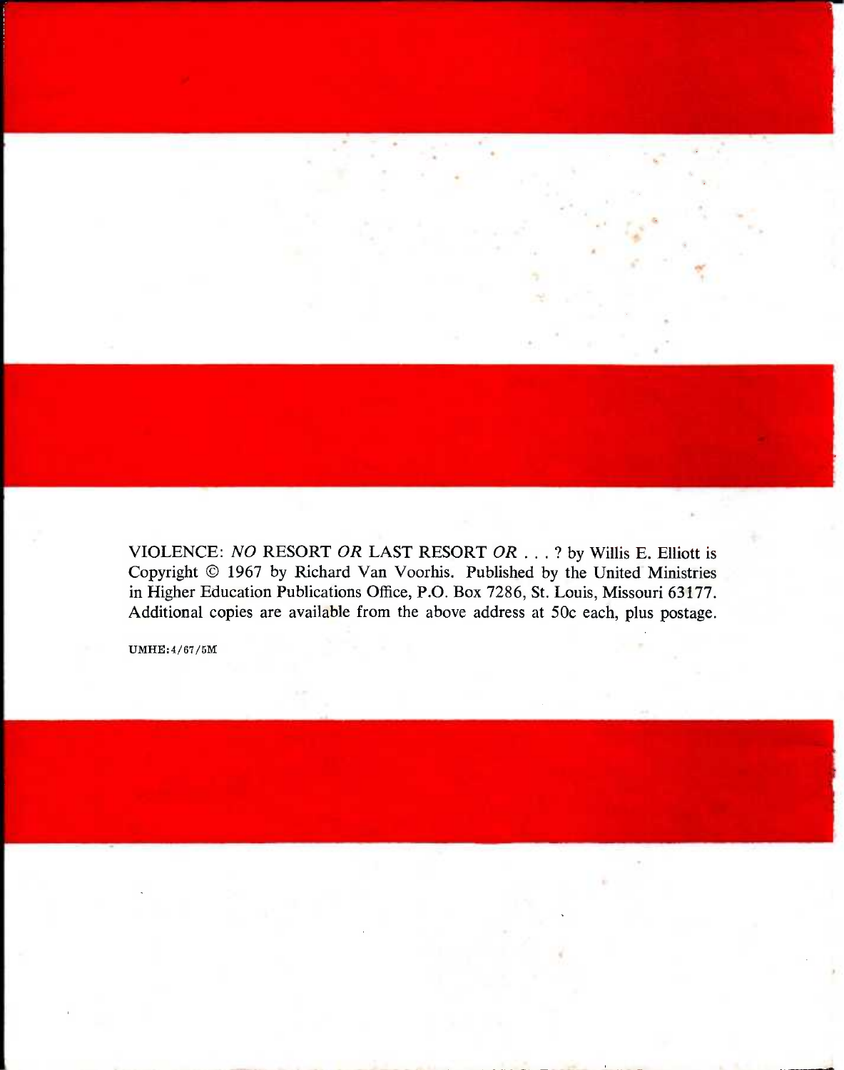VIOLENCE: *NO* RESORT *OR* LAST RESORT *OR* . . . ? by Willis E. Elliott is Copyright © 1967 by Richard Van Voorhis. Published by the United Ministries in Higher Education Publications Office, P.O. Box 7286, St. Louis, Missouri 63177. Additional copies are available from the above address at 50c each, plus postage.

UMHE:4/67/5M